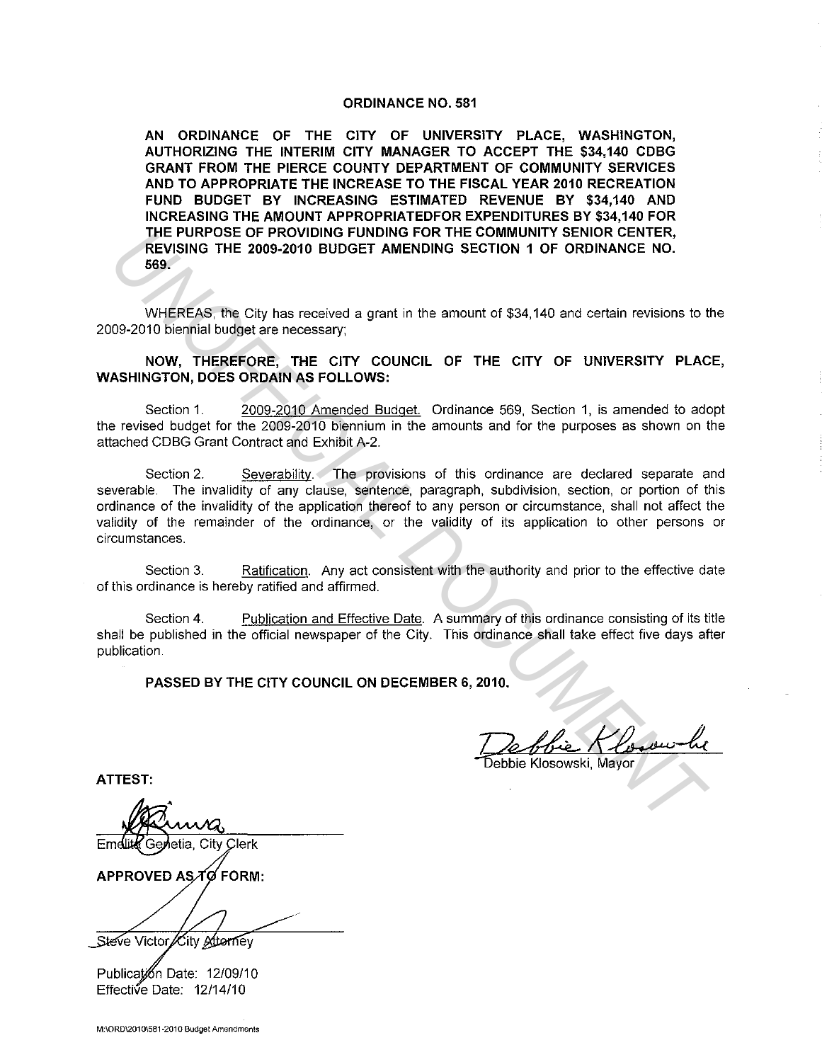# ORDINANCE NO. 581

**AN ORDINANCE OF THE CITY OF UNIVERSITY PLACE, WASHINGTON, AUTHORIZING THE INTERIM CITY MANAGER TO ACCEPT THE $34,140 CDBG GRANT FROM THE PIERCE COUNTY DEPARTMENT OF COMMUNITY SERVICES AND TO APPROPRIATE THE INCREASE TO THE FISCAL YEAR 2010 RECREATION FUND BUDGET BY INCREASING ESTIMATED REVENUE BY $34,140 AND INCREASING THE AMOUNT APPROPRIATEDFOR EXPENDITURES BY $34,140 FOR THE PURPOSE OF PROVIDING FUNDING FOR THE COMMUNITY SENIOR CENTER, REVISING THE 2009-2010 BUDGET AMENDING SECTION 1 OF ORDINANCE NO. 569.**

WHEREAS, the City has received a grant in the amount of $34,140 and certain revisions to the 2009-2010 biennial budget are necessary;

**NOW, THEREFORE, THE CITY COUNCIL OF THE CITY OF UNIVERSITY PLACE, WASHINGTON, DOES ORDAIN AS FOLLOWS:**

Section 1. 2009-2010 Amended Budget. Ordinance 569, Section 1, is amended to adopt the revised budget for the 2009-2010 biennium in the amounts and for the purposes as shown on the attached CDBG Grant Contract and Exhibit A-2.

Section 2. Severability. The provisions of this ordinance are declared separate and severable. The invalidity of any clause, sentence, paragraph, subdivision, section, or portion of this ordinance of the invalidity of the application thereof to any person or circumstance, shall not affect the validity of the remainder of the ordinance, or the validity of its application to other persons or circumstances.

Section 3. Ratification. Any act consistent with the authority and prior to the effective date of this ordinance is hereby ratified and affirmed.

Section 4. Publication and Effective Date. A summary of this ordinance consisting of its title shall be published in the official newspaper of the City. This ordinance shall take effect five days after publication.

**PASSED BY THE CITY COUNCIL ON DECEMBER 6, 2010.**

Debbie Klosowski, Mayor

**ATTEST:**

Emelita Genetia, City Clerk

**APPROVED AS TO FORM:**

Steve Victor, City Attorney

Publication Date: 12/09/10
Effective Date: 12/14/10

M:\ORD\2010\581-2010 Budget Amendments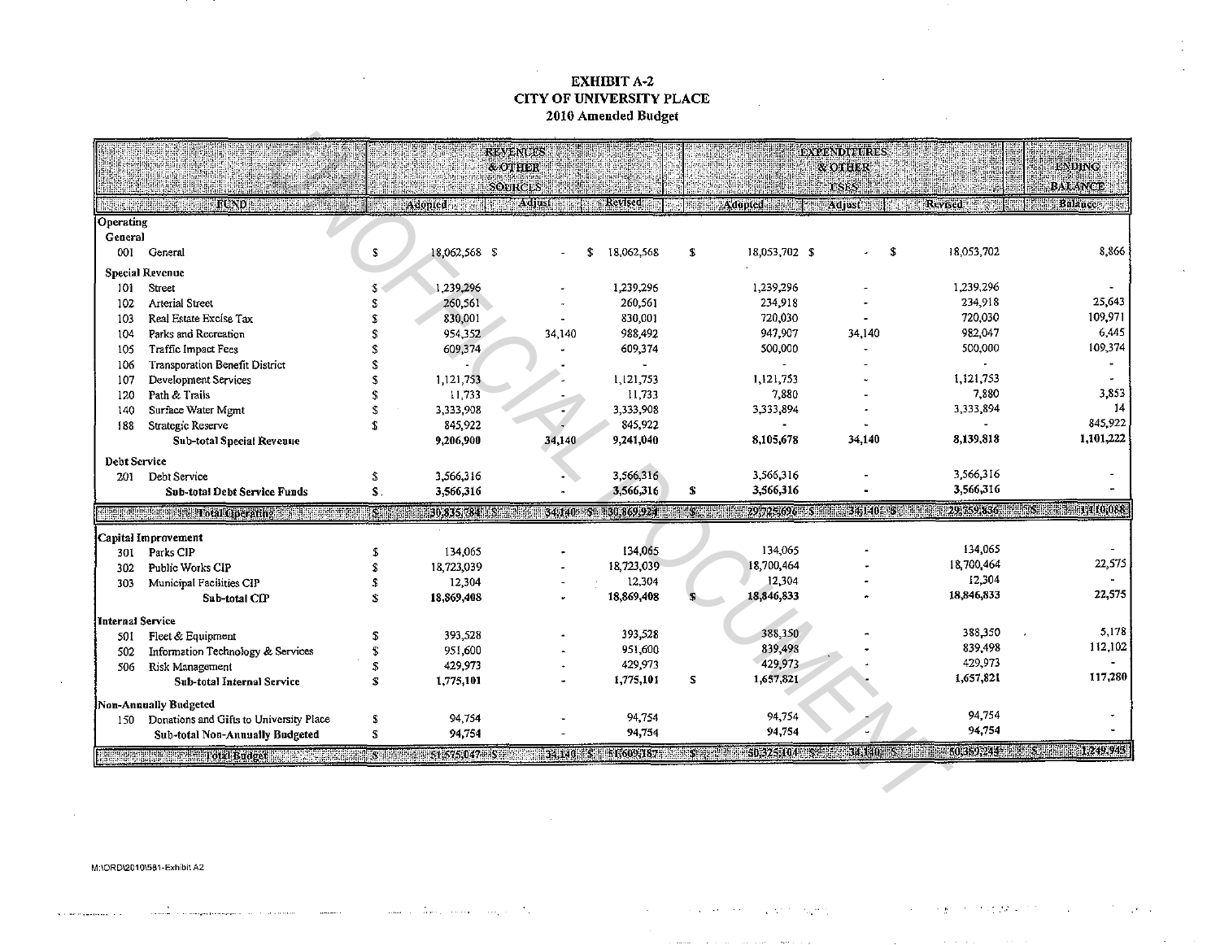# EXHIBIT A-2
## CITY OF UNIVERSITY PLACE
### 2010 Amended Budget

| FUND | | REVENUES & OTHER SOURCES Adopted | REVENUES & OTHER SOURCES Adjust | REVENUES & OTHER SOURCES Revised | EXPENDITURES & OTHER USES Adopted | EXPENDITURES & OTHER USES Adjust | EXPENDITURES & OTHER USES Revised | ENDING BALANCE Balance |
|---|---|---|---|---|---|---|---|---|
| **Operating** | | | | | | | | |
| **General** | | | | | | | | |
| 001 | General | $ 18,062,568 | $ - | $ 18,062,568 | $ 18,053,702 | $ - | $ 18,053,702 | 8,866 |
| **Special Revenue** | | | | | | | | |
| 101 | Street | $ 1,239,296 | - | 1,239,296 | 1,239,296 | - | 1,239,296 | - |
| 102 | Arterial Street | $ 260,561 | - | 260,561 | 234,918 | - | 234,918 | 25,643 |
| 103 | Real Estate Excise Tax | $ 830,001 | - | 830,001 | 720,030 | - | 720,030 | 109,971 |
| 104 | Parks and Recreation | $ 954,352 | 34,140 | 988,492 | 947,907 | 34,140 | 982,047 | 6,445 |
| 105 | Traffic Impact Fees | $ 609,374 | - | 609,374 | 500,000 | - | 500,000 | 109,374 |
| 106 | Transporation Benefit District | $ - | - | - | - | - | - | - |
| 107 | Development Services | $ 1,121,753 | - | 1,121,753 | 1,121,753 | - | 1,121,753 | - |
| 120 | Path & Trails | $ 11,733 | - | 11,733 | 7,880 | - | 7,880 | 3,853 |
| 140 | Surface Water Mgmt | $ 3,333,908 | - | 3,333,908 | 3,333,894 | - | 3,333,894 | 14 |
| 188 | Strategic Reserve | $ 845,922 | - | 845,922 | - | - | - | 845,922 |
| | **Sub-total Special Revenue** | **9,206,900** | **34,140** | **9,241,040** | **8,105,678** | **34,140** | **8,139,818** | **1,101,222** |
| **Debt Service** | | | | | | | | |
| 201 | Debt Service | $ 3,566,316 | - | 3,566,316 | 3,566,316 | - | 3,566,316 | - |
| | **Sub-total Debt Service Funds** | **$ 3,566,316** | **-** | **3,566,316** | **$ 3,566,316** | **-** | **3,566,316** | **-** |
| | **Total Operating** | **$ 30,835,784** | **$ 34,140** | **$ 30,869,924** | **$ 29,725,696** | **$ 34,140** | **$ 29,759,836** | **$ 1,110,088** |
| **Capital Improvement** | | | | | | | | |
| 301 | Parks CIP | $ 134,065 | - | 134,065 | 134,065 | - | 134,065 | - |
| 302 | Public Works CIP | $ 18,723,039 | - | 18,723,039 | 18,700,464 | - | 18,700,464 | 22,575 |
| 303 | Municipal Facilities CIP | $ 12,304 | - | 12,304 | 12,304 | - | 12,304 | - |
| | **Sub-total CIP** | **$ 18,869,408** | **-** | **18,869,408** | **$ 18,846,833** | **-** | **18,846,833** | **22,575** |
| **Internal Service** | | | | | | | | |
| 501 | Fleet & Equipment | $ 393,528 | - | 393,528 | 388,350 | - | 388,350 | 5,178 |
| 502 | Information Technology & Services | $ 951,600 | - | 951,600 | 839,498 | - | 839,498 | 112,102 |
| 506 | Risk Management | $ 429,973 | - | 429,973 | 429,973 | - | 429,973 | - |
| | **Sub-total Internal Service** | **$ 1,775,101** | **-** | **1,775,101** | **$ 1,657,821** | **-** | **1,657,821** | **117,280** |
| **Non-Annually Budgeted** | | | | | | | | |
| 150 | Donations and Gifts to University Place | $ 94,754 | - | 94,754 | 94,754 | - | 94,754 | - |
| | **Sub-total Non-Annually Budgeted** | **$ 94,754** | **-** | **94,754** | **94,754** | **-** | **94,754** | **-** |
| | **Total Budget** | **$ 51,575,047** | **$ 34,140** | **$ 51,609,187** | **$ 50,325,104** | **$ 34,140** | **$ 50,359,244** | **$ 1,249,943** |

M:\ORD\2010\581-Exhibit A2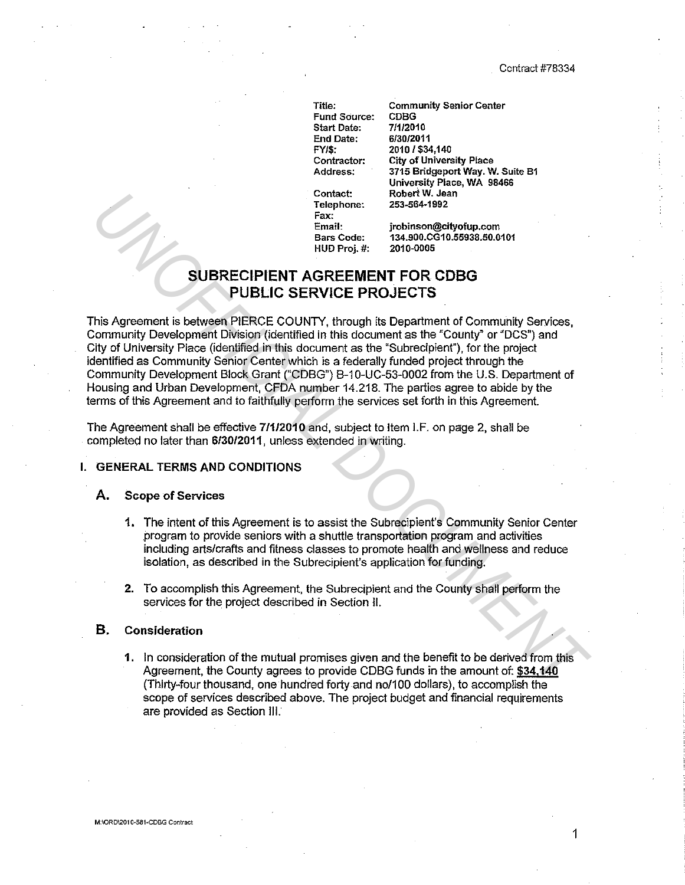Contract #78334

| | |
|---|---|
| Title: | Community Senior Center |
| Fund Source: | CDBG |
| Start Date: | 7/1/2010 |
| End Date: | 6/30/2011 |
| FY/$: | 2010 / $34,140 |
| Contractor: | City of University Place |
| Address: | 3715 Bridgeport Way. W. Suite B1 University Place, WA 98466 |
| Contact: | Robert W. Jean |
| Telephone: | 253-564-1992 |
| Fax: | |
| Email: | jrobinson@cityofup.com |
| Bars Code: | 134.900.CG10.55938.50.0101 |
| HUD Proj. #: | 2010-0005 |

# SUBRECIPIENT AGREEMENT FOR CDBG PUBLIC SERVICE PROJECTS

This Agreement is between PIERCE COUNTY, through its Department of Community Services, Community Development Division (identified in this document as the "County" or "DCS") and City of University Place (identified in this document as the "Subrecipient"), for the project identified as Community Senior Center which is a federally funded project through the Community Development Block Grant ("CDBG") B-10-UC-53-0002 from the U.S. Department of Housing and Urban Development, CFDA number 14.218. The parties agree to abide by the terms of this Agreement and to faithfully perform the services set forth in this Agreement.

The Agreement shall be effective **7/1/2010** and, subject to Item I.F. on page 2, shall be completed no later than **6/30/2011**, unless extended in writing.

## I. GENERAL TERMS AND CONDITIONS

### A. Scope of Services

1. The intent of this Agreement is to assist the Subrecipient's Community Senior Center program to provide seniors with a shuttle transportation program and activities including arts/crafts and fitness classes to promote health and wellness and reduce isolation, as described in the Subrecipient's application for funding.

2. To accomplish this Agreement, the Subrecipient and the County shall perform the services for the project described in Section II.

### B. Consideration

1. In consideration of the mutual promises given and the benefit to be derived from this Agreement, the County agrees to provide CDBG funds in the amount of: **$34,140** (Thirty-four thousand, one hundred forty and no/100 dollars), to accomplish the scope of services described above. The project budget and financial requirements are provided as Section III.

M:\ORD\2010-581-CDBG Contract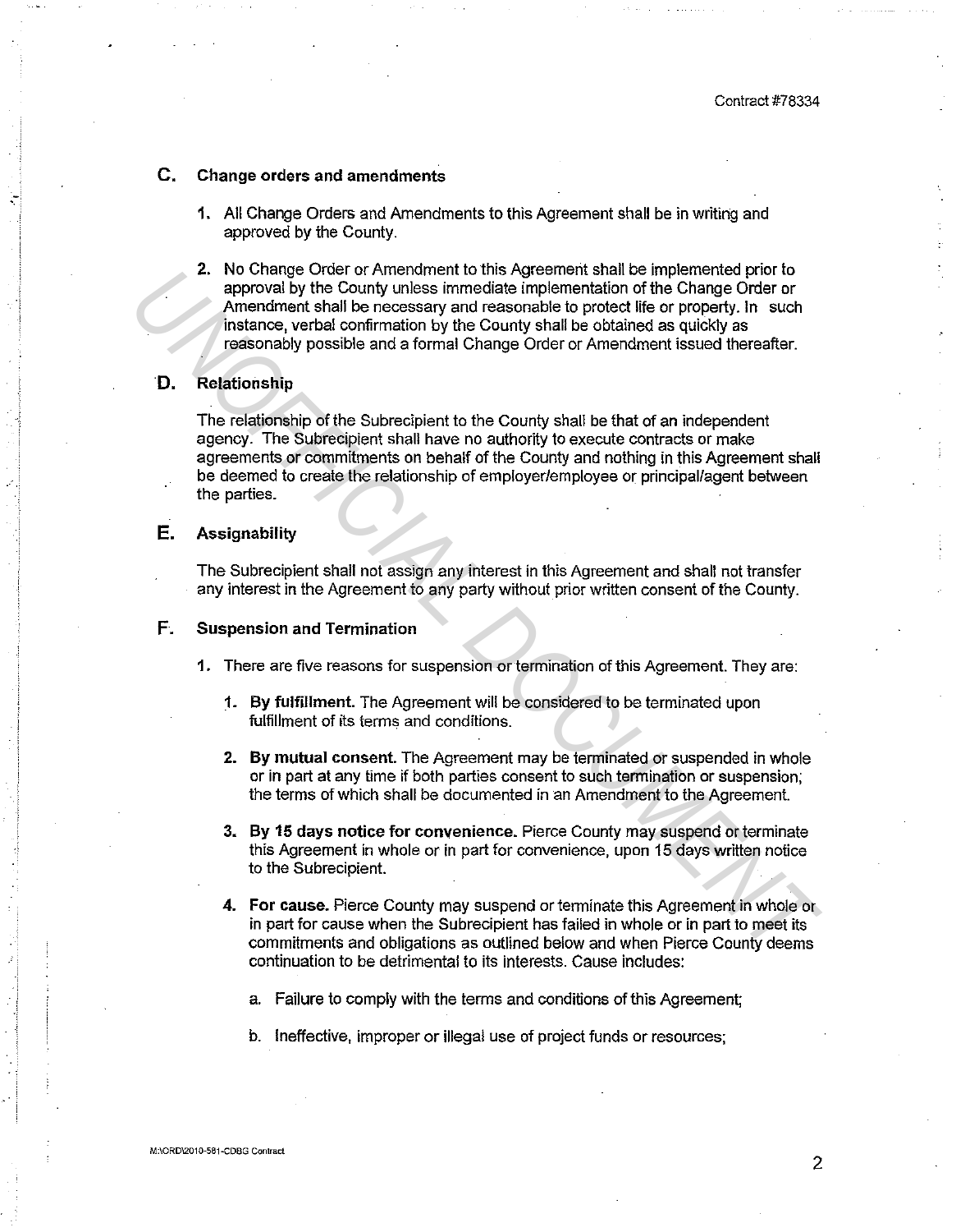### C. Change orders and amendments

1. All Change Orders and Amendments to this Agreement shall be in writing and approved by the County.

2. No Change Order or Amendment to this Agreement shall be implemented prior to approval by the County unless immediate implementation of the Change Order or Amendment shall be necessary and reasonable to protect life or property. In such instance, verbal confirmation by the County shall be obtained as quickly as reasonably possible and a formal Change Order or Amendment issued thereafter.

### D. Relationship

The relationship of the Subrecipient to the County shall be that of an independent agency. The Subrecipient shall have no authority to execute contracts or make agreements or commitments on behalf of the County and nothing in this Agreement shall be deemed to create the relationship of employer/employee or principal/agent between the parties.

### E. Assignability

The Subrecipient shall not assign any interest in this Agreement and shall not transfer any interest in the Agreement to any party without prior written consent of the County.

### F. Suspension and Termination

1. There are five reasons for suspension or termination of this Agreement. They are:

   1. **By fulfillment.** The Agreement will be considered to be terminated upon fulfillment of its terms and conditions.

   2. **By mutual consent.** The Agreement may be terminated or suspended in whole or in part at any time if both parties consent to such termination or suspension; the terms of which shall be documented in an Amendment to the Agreement.

   3. **By 15 days notice for convenience.** Pierce County may suspend or terminate this Agreement in whole or in part for convenience, upon 15 days written notice to the Subrecipient.

   4. **For cause.** Pierce County may suspend or terminate this Agreement in whole or in part for cause when the Subrecipient has failed in whole or in part to meet its commitments and obligations as outlined below and when Pierce County deems continuation to be detrimental to its interests. Cause includes:

      a. Failure to comply with the terms and conditions of this Agreement;

      b. Ineffective, improper or illegal use of project funds or resources;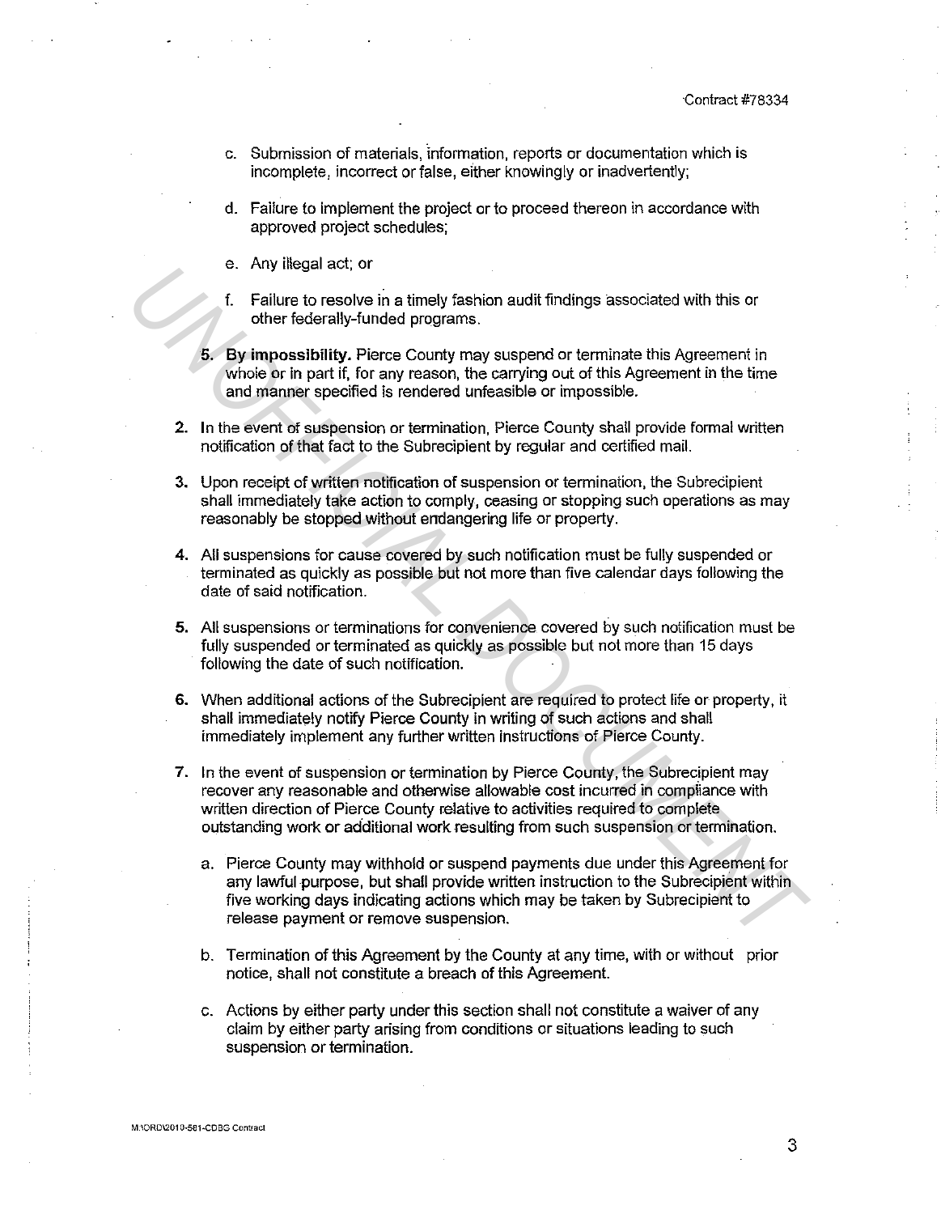c. Submission of materials, information, reports or documentation which is incomplete, incorrect or false, either knowingly or inadvertently;

d. Failure to implement the project or to proceed thereon in accordance with approved project schedules;

e. Any illegal act; or

f. Failure to resolve in a timely fashion audit findings associated with this or other federally-funded programs.

5. **By impossibility.** Pierce County may suspend or terminate this Agreement in whole or in part if, for any reason, the carrying out of this Agreement in the time and manner specified is rendered unfeasible or impossible.

2. In the event of suspension or termination, Pierce County shall provide formal written notification of that fact to the Subrecipient by regular and certified mail.

3. Upon receipt of written notification of suspension or termination, the Subrecipient shall immediately take action to comply, ceasing or stopping such operations as may reasonably be stopped without endangering life or property.

4. All suspensions for cause covered by such notification must be fully suspended or terminated as quickly as possible but not more than five calendar days following the date of said notification.

5. All suspensions or terminations for convenience covered by such notification must be fully suspended or terminated as quickly as possible but not more than 15 days following the date of such notification.

6. When additional actions of the Subrecipient are required to protect life or property, it shall immediately notify Pierce County in writing of such actions and shall immediately implement any further written instructions of Pierce County.

7. In the event of suspension or termination by Pierce County, the Subrecipient may recover any reasonable and otherwise allowable cost incurred in compliance with written direction of Pierce County relative to activities required to complete outstanding work or additional work resulting from such suspension or termination.

   a. Pierce County may withhold or suspend payments due under this Agreement for any lawful purpose, but shall provide written instruction to the Subrecipient within five working days indicating actions which may be taken by Subrecipient to release payment or remove suspension.

   b. Termination of this Agreement by the County at any time, with or without prior notice, shall not constitute a breach of this Agreement.

   c. Actions by either party under this section shall not constitute a waiver of any claim by either party arising from conditions or situations leading to such suspension or termination.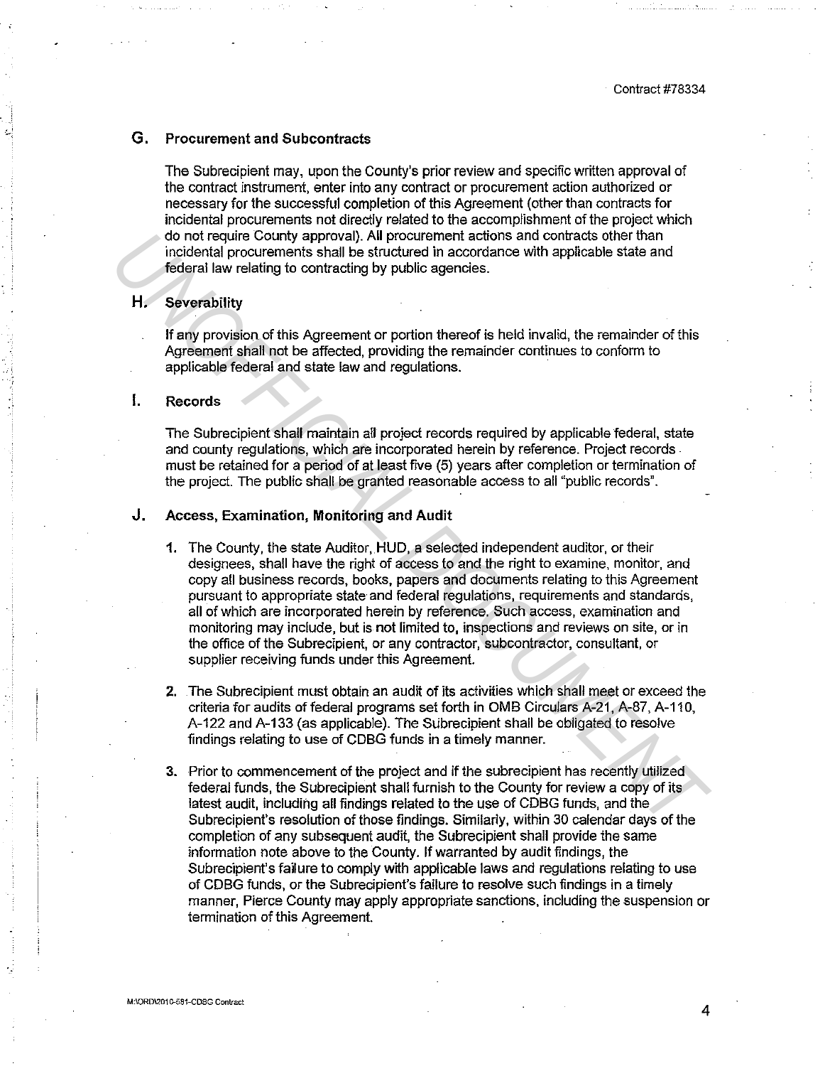### G. Procurement and Subcontracts

The Subrecipient may, upon the County's prior review and specific written approval of the contract instrument, enter into any contract or procurement action authorized or necessary for the successful completion of this Agreement (other than contracts for incidental procurements not directly related to the accomplishment of the project which do not require County approval). All procurement actions and contracts other than incidental procurements shall be structured in accordance with applicable state and federal law relating to contracting by public agencies.

### H. Severability

If any provision of this Agreement or portion thereof is held invalid, the remainder of this Agreement shall not be affected, providing the remainder continues to conform to applicable federal and state law and regulations.

### I. Records

The Subrecipient shall maintain all project records required by applicable federal, state and county regulations, which are incorporated herein by reference. Project records must be retained for a period of at least five (5) years after completion or termination of the project. The public shall be granted reasonable access to all "public records".

### J. Access, Examination, Monitoring and Audit

1. The County, the state Auditor, HUD, a selected independent auditor, or their designees, shall have the right of access to and the right to examine, monitor, and copy all business records, books, papers and documents relating to this Agreement pursuant to appropriate state and federal regulations, requirements and standards, all of which are incorporated herein by reference. Such access, examination and monitoring may include, but is not limited to, inspections and reviews on site, or in the office of the Subrecipient, or any contractor, subcontractor, consultant, or supplier receiving funds under this Agreement.

2. The Subrecipient must obtain an audit of its activities which shall meet or exceed the criteria for audits of federal programs set forth in OMB Circulars A-21, A-87, A-110, A-122 and A-133 (as applicable). The Subrecipient shall be obligated to resolve findings relating to use of CDBG funds in a timely manner.

3. Prior to commencement of the project and if the subrecipient has recently utilized federal funds, the Subrecipient shall furnish to the County for review a copy of its latest audit, including all findings related to the use of CDBG funds, and the Subrecipient's resolution of those findings. Similarly, within 30 calendar days of the completion of any subsequent audit, the Subrecipient shall provide the same information note above to the County. If warranted by audit findings, the Subrecipient's failure to comply with applicable laws and regulations relating to use of CDBG funds, or the Subrecipient's failure to resolve such findings in a timely manner, Pierce County may apply appropriate sanctions, including the suspension or termination of this Agreement.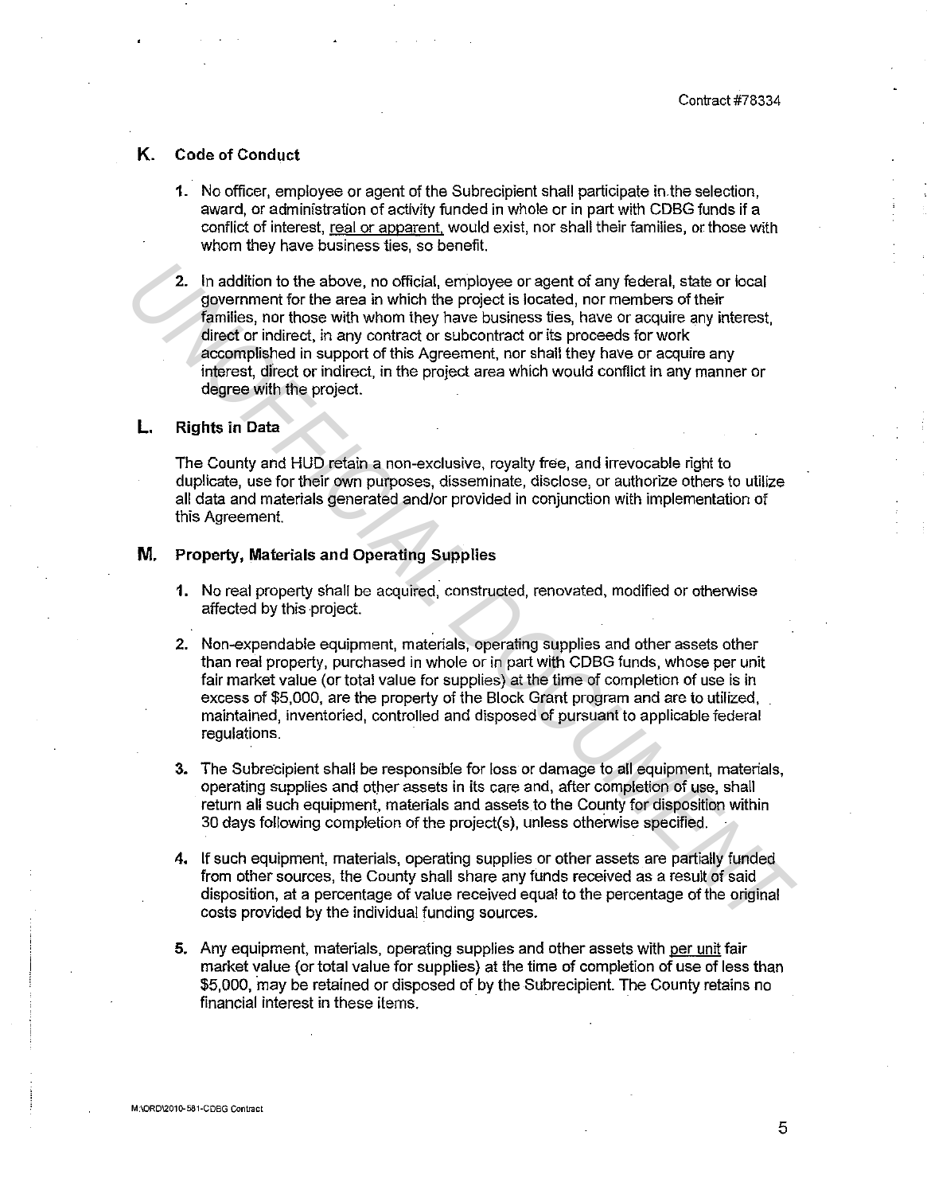## K. Code of Conduct

1. No officer, employee or agent of the Subrecipient shall participate in the selection, award, or administration of activity funded in whole or in part with CDBG funds if a conflict of interest, real or apparent, would exist, nor shall their families, or those with whom they have business ties, so benefit.

2. In addition to the above, no official, employee or agent of any federal, state or local government for the area in which the project is located, nor members of their families, nor those with whom they have business ties, have or acquire any interest, direct or indirect, in any contract or subcontract or its proceeds for work accomplished in support of this Agreement, nor shall they have or acquire any interest, direct or indirect, in the project area which would conflict in any manner or degree with the project.

## L. Rights in Data

The County and HUD retain a non-exclusive, royalty free, and irrevocable right to duplicate, use for their own purposes, disseminate, disclose, or authorize others to utilize all data and materials generated and/or provided in conjunction with implementation of this Agreement.

## M. Property, Materials and Operating Supplies

1. No real property shall be acquired, constructed, renovated, modified or otherwise affected by this project.

2. Non-expendable equipment, materials, operating supplies and other assets other than real property, purchased in whole or in part with CDBG funds, whose per unit fair market value (or total value for supplies) at the time of completion of use is in excess of $5,000, are the property of the Block Grant program and are to utilized, maintained, inventoried, controlled and disposed of pursuant to applicable federal regulations.

3. The Subrecipient shall be responsible for loss or damage to all equipment, materials, operating supplies and other assets in its care and, after completion of use, shall return all such equipment, materials and assets to the County for disposition within 30 days following completion of the project(s), unless otherwise specified.

4. If such equipment, materials, operating supplies or other assets are partially funded from other sources, the County shall share any funds received as a result of said disposition, at a percentage of value received equal to the percentage of the original costs provided by the individual funding sources.

5. Any equipment, materials, operating supplies and other assets with per unit fair market value (or total value for supplies) at the time of completion of use of less than $5,000, may be retained or disposed of by the Subrecipient. The County retains no financial interest in these items.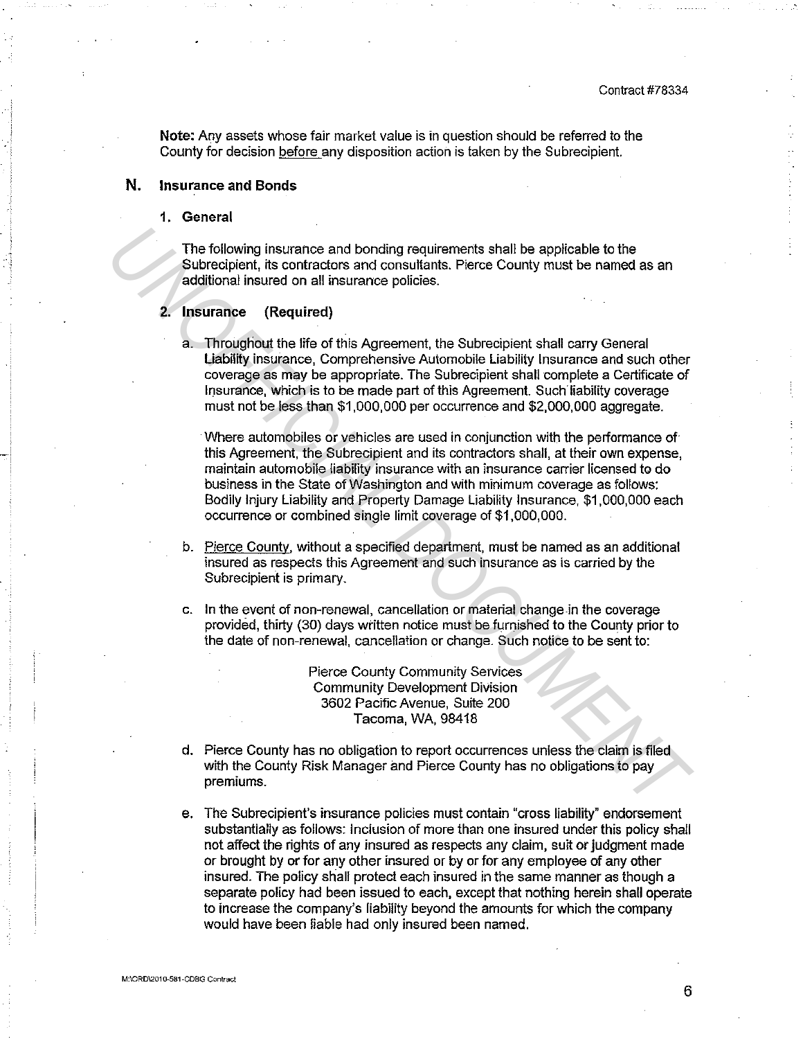**Note:** Any assets whose fair market value is in question should be referred to the County for decision before any disposition action is taken by the Subrecipient.

## N. Insurance and Bonds

### 1. General

The following insurance and bonding requirements shall be applicable to the Subrecipient, its contractors and consultants. Pierce County must be named as an additional insured on all insurance policies.

### 2. Insurance (Required)

a. Throughout the life of this Agreement, the Subrecipient shall carry General Liability insurance, Comprehensive Automobile Liability Insurance and such other coverage as may be appropriate. The Subrecipient shall complete a Certificate of Insurance, which is to be made part of this Agreement. Such liability coverage must not be less than $1,000,000 per occurrence and $2,000,000 aggregate.

Where automobiles or vehicles are used in conjunction with the performance of this Agreement, the Subrecipient and its contractors shall, at their own expense, maintain automobile liability insurance with an insurance carrier licensed to do business in the State of Washington and with minimum coverage as follows: Bodily Injury Liability and Property Damage Liability Insurance, $1,000,000 each occurrence or combined single limit coverage of $1,000,000.

b. Pierce County, without a specified department, must be named as an additional insured as respects this Agreement and such insurance as is carried by the Subrecipient is primary.

c. In the event of non-renewal, cancellation or material change in the coverage provided, thirty (30) days written notice must be furnished to the County prior to the date of non-renewal, cancellation or change. Such notice to be sent to:

Pierce County Community Services
Community Development Division
3602 Pacific Avenue, Suite 200
Tacoma, WA, 98418

d. Pierce County has no obligation to report occurrences unless the claim is filed with the County Risk Manager and Pierce County has no obligations to pay premiums.

e. The Subrecipient's insurance policies must contain "cross liability" endorsement substantially as follows: Inclusion of more than one insured under this policy shall not affect the rights of any insured as respects any claim, suit or judgment made or brought by or for any other insured or by or for any employee of any other insured. The policy shall protect each insured in the same manner as though a separate policy had been issued to each, except that nothing herein shall operate to increase the company's liability beyond the amounts for which the company would have been liable had only insured been named.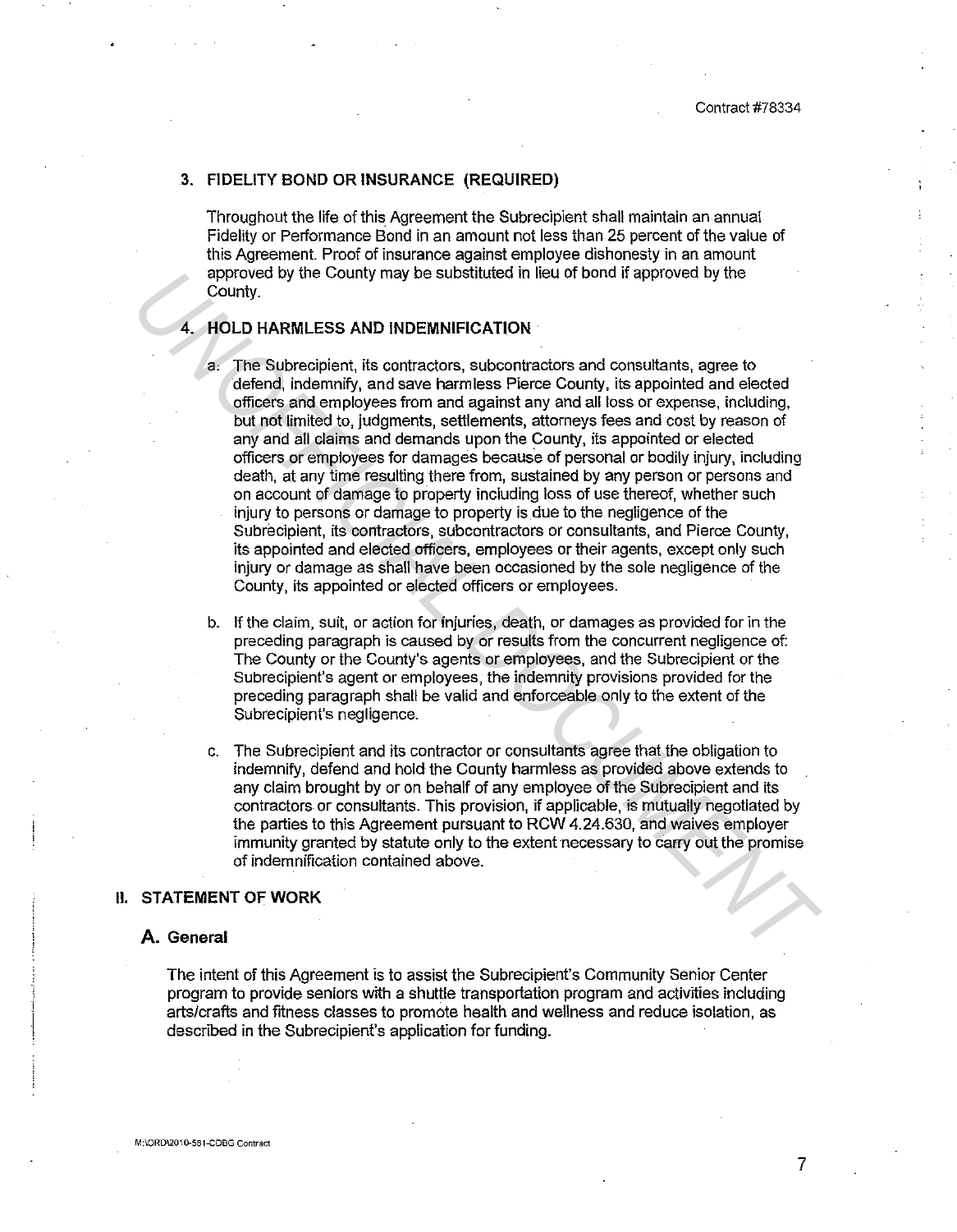### 3. FIDELITY BOND OR INSURANCE (REQUIRED)

Throughout the life of this Agreement the Subrecipient shall maintain an annual Fidelity or Performance Bond in an amount not less than 25 percent of the value of this Agreement. Proof of insurance against employee dishonesty in an amount approved by the County may be substituted in lieu of bond if approved by the County.

### 4. HOLD HARMLESS AND INDEMNIFICATION

a. The Subrecipient, its contractors, subcontractors and consultants, agree to defend, indemnify, and save harmless Pierce County, its appointed and elected officers and employees from and against any and all loss or expense, including, but not limited to, judgments, settlements, attorneys fees and cost by reason of any and all claims and demands upon the County, its appointed or elected officers or employees for damages because of personal or bodily injury, including death, at any time resulting there from, sustained by any person or persons and on account of damage to property including loss of use thereof, whether such injury to persons or damage to property is due to the negligence of the Subrecipient, its contractors, subcontractors or consultants, and Pierce County, its appointed and elected officers, employees or their agents, except only such injury or damage as shall have been occasioned by the sole negligence of the County, its appointed or elected officers or employees.

b. If the claim, suit, or action for injuries, death, or damages as provided for in the preceding paragraph is caused by or results from the concurrent negligence of: The County or the County's agents or employees, and the Subrecipient or the Subrecipient's agent or employees, the indemnity provisions provided for the preceding paragraph shall be valid and enforceable only to the extent of the Subrecipient's negligence.

c. The Subrecipient and its contractor or consultants agree that the obligation to indemnify, defend and hold the County harmless as provided above extends to any claim brought by or on behalf of any employee of the Subrecipient and its contractors or consultants. This provision, if applicable, is mutually negotiated by the parties to this Agreement pursuant to RCW 4.24.630, and waives employer immunity granted by statute only to the extent necessary to carry out the promise of indemnification contained above.

## II. STATEMENT OF WORK

### A. General

The intent of this Agreement is to assist the Subrecipient's Community Senior Center program to provide seniors with a shuttle transportation program and activities including arts/crafts and fitness classes to promote health and wellness and reduce isolation, as described in the Subrecipient's application for funding.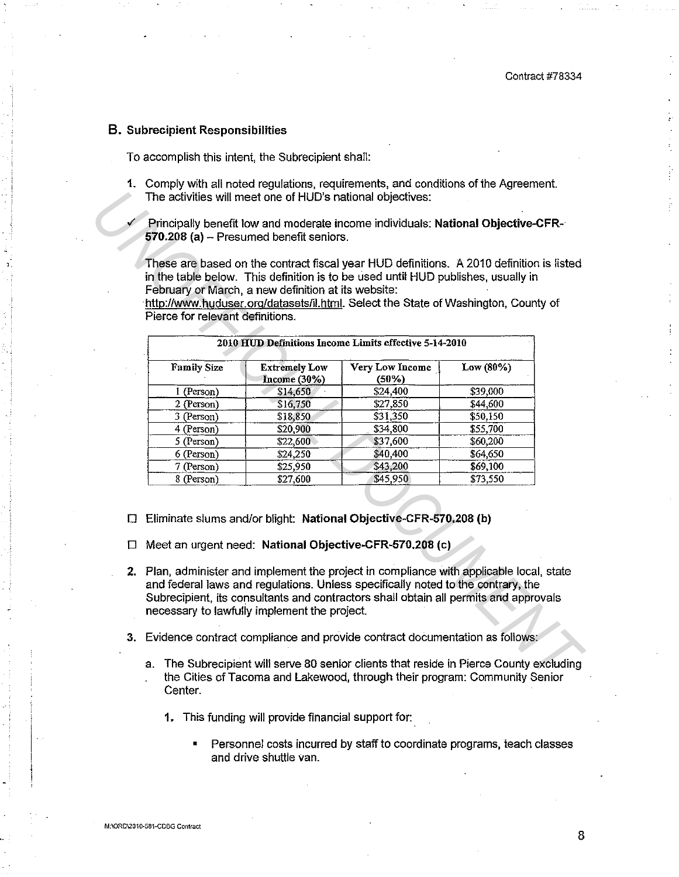Contract #78334

## B. Subrecipient Responsibilities

To accomplish this intent, the Subrecipient shall:

1. Comply with all noted regulations, requirements, and conditions of the Agreement. The activities will meet one of HUD's national objectives:

✓ Principally benefit low and moderate income individuals: **National Objective-CFR-570.208 (a)** – Presumed benefit seniors.

These are based on the contract fiscal year HUD definitions. A 2010 definition is listed in the table below. This definition is to be used until HUD publishes, usually in February or March, a new definition at its website: http://www.huduser.org/datasets/il.html. Select the State of Washington, County of Pierce for relevant definitions.

| 2010 HUD Definitions Income Limits effective 5-14-2010 | | | |
|---|---|---|---|
| Family Size | Extremely Low Income (30%) | Very Low Income (50%) | Low (80%) |
| 1 (Person) | $14,650 | $24,400 | $39,000 |
| 2 (Person) | $16,750 | $27,850 | $44,600 |
| 3 (Person) | $18,850 | $31,350 | $50,150 |
| 4 (Person) | $20,900 | $34,800 | $55,700 |
| 5 (Person) | $22,600 | $37,600 | $60,200 |
| 6 (Person) | $24,250 | $40,400 | $64,650 |
| 7 (Person) | $25,950 | $43,200 | $69,100 |
| 8 (Person) | $27,600 | $45,950 | $73,550 |

☐ Eliminate slums and/or blight: **National Objective-CFR-570.208 (b)**

☐ Meet an urgent need: **National Objective-CFR-570.208 (c)**

2. Plan, administer and implement the project in compliance with applicable local, state and federal laws and regulations. Unless specifically noted to the contrary, the Subrecipient, its consultants and contractors shall obtain all permits and approvals necessary to lawfully implement the project.

3. Evidence contract compliance and provide contract documentation as follows:

   a. The Subrecipient will serve 80 senior clients that reside in Pierce County excluding the Cities of Tacoma and Lakewood, through their program: Community Senior Center.

      1. This funding will provide financial support for:

         - Personnel costs incurred by staff to coordinate programs, teach classes and drive shuttle van.

M:\ORD\2010-581-CDBG Contract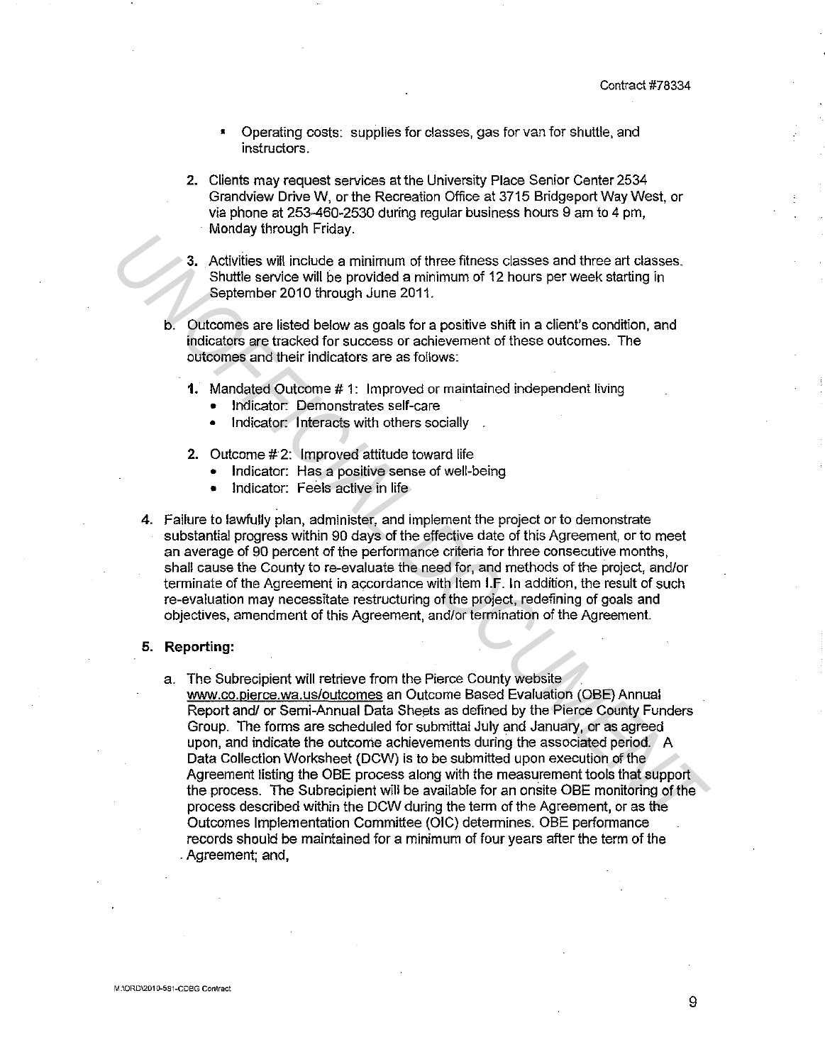- Operating costs: supplies for classes, gas for van for shuttle, and instructors.

2. Clients may request services at the University Place Senior Center 2534 Grandview Drive W, or the Recreation Office at 3715 Bridgeport Way West, or via phone at 253-460-2530 during regular business hours 9 am to 4 pm, Monday through Friday.

3. Activities will include a minimum of three fitness classes and three art classes. Shuttle service will be provided a minimum of 12 hours per week starting in September 2010 through June 2011.

b. Outcomes are listed below as goals for a positive shift in a client's condition, and indicators are tracked for success or achievement of these outcomes. The outcomes and their indicators are as follows:

1. Mandated Outcome # 1: Improved or maintained independent living
   - Indicator: Demonstrates self-care
   - Indicator: Interacts with others socially

2. Outcome # 2: Improved attitude toward life
   - Indicator: Has a positive sense of well-being
   - Indicator: Feels active in life

4. Failure to lawfully plan, administer, and implement the project or to demonstrate substantial progress within 90 days of the effective date of this Agreement, or to meet an average of 90 percent of the performance criteria for three consecutive months, shall cause the County to re-evaluate the need for, and methods of the project, and/or terminate of the Agreement in accordance with Item I.F. In addition, the result of such re-evaluation may necessitate restructuring of the project, redefining of goals and objectives, amendment of this Agreement, and/or termination of the Agreement.

5. **Reporting:**

a. The Subrecipient will retrieve from the Pierce County website www.co.pierce.wa.us/outcomes an Outcome Based Evaluation (OBE) Annual Report and/ or Semi-Annual Data Sheets as defined by the Pierce County Funders Group. The forms are scheduled for submittal July and January, or as agreed upon, and indicate the outcome achievements during the associated period. A Data Collection Worksheet (DCW) is to be submitted upon execution of the Agreement listing the OBE process along with the measurement tools that support the process. The Subrecipient will be available for an onsite OBE monitoring of the process described within the DCW during the term of the Agreement, or as the Outcomes Implementation Committee (OIC) determines. OBE performance records should be maintained for a minimum of four years after the term of the Agreement; and,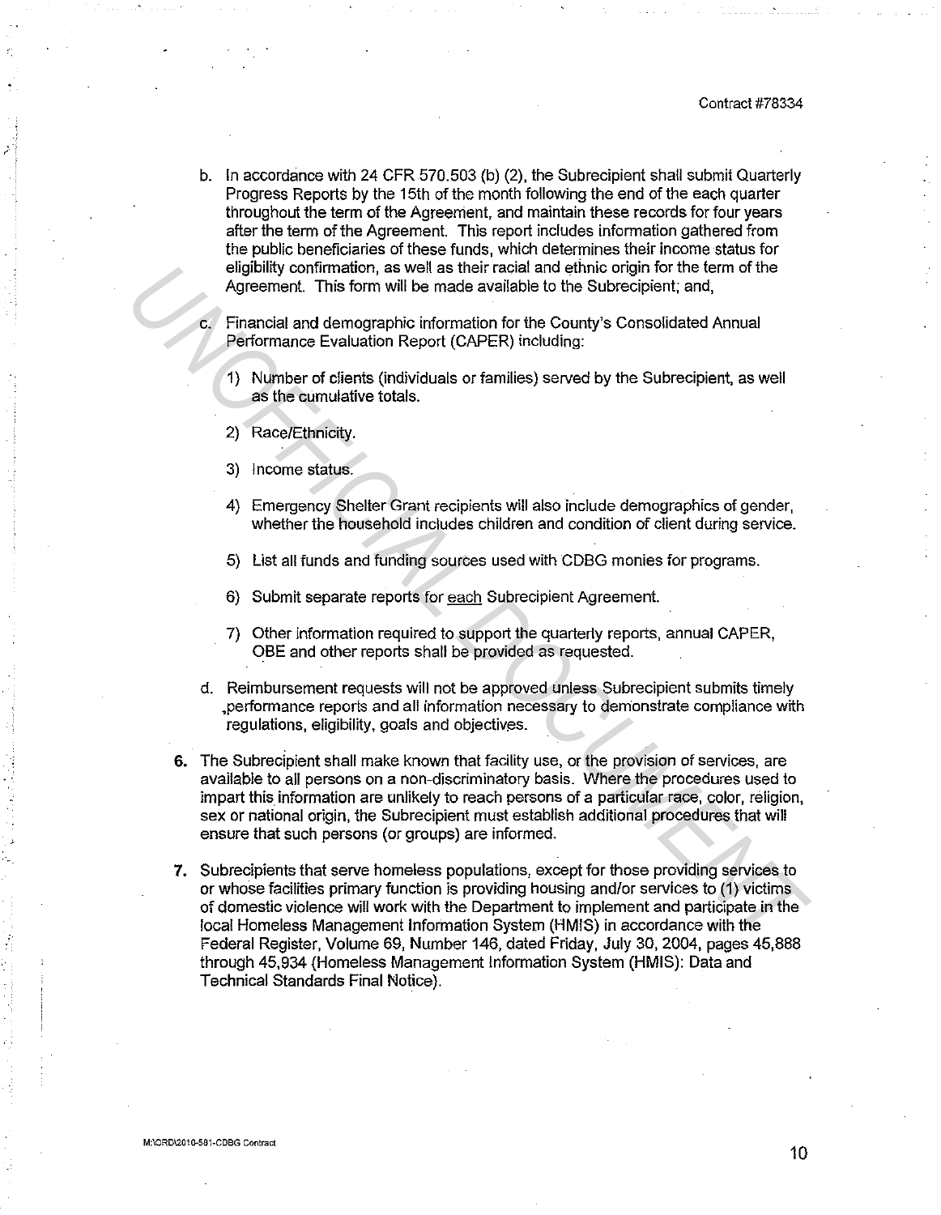b. In accordance with 24 CFR 570.503 (b) (2), the Subrecipient shall submit Quarterly Progress Reports by the 15th of the month following the end of the each quarter throughout the term of the Agreement, and maintain these records for four years after the term of the Agreement. This report includes information gathered from the public beneficiaries of these funds, which determines their income status for eligibility confirmation, as well as their racial and ethnic origin for the term of the Agreement. This form will be made available to the Subrecipient; and,

c. Financial and demographic information for the County's Consolidated Annual Performance Evaluation Report (CAPER) including:

   1) Number of clients (individuals or families) served by the Subrecipient, as well as the cumulative totals.

   2) Race/Ethnicity.

   3) Income status.

   4) Emergency Shelter Grant recipients will also include demographics of gender, whether the household includes children and condition of client during service.

   5) List all funds and funding sources used with CDBG monies for programs.

   6) Submit separate reports for each Subrecipient Agreement.

   7) Other information required to support the quarterly reports, annual CAPER, OBE and other reports shall be provided as requested.

d. Reimbursement requests will not be approved unless Subrecipient submits timely performance reports and all information necessary to demonstrate compliance with regulations, eligibility, goals and objectives.

**6.** The Subrecipient shall make known that facility use, or the provision of services, are available to all persons on a non-discriminatory basis. Where the procedures used to impart this information are unlikely to reach persons of a particular race, color, religion, sex or national origin, the Subrecipient must establish additional procedures that will ensure that such persons (or groups) are informed.

**7.** Subrecipients that serve homeless populations, except for those providing services to or whose facilities primary function is providing housing and/or services to (1) victims of domestic violence will work with the Department to implement and participate in the local Homeless Management Information System (HMIS) in accordance with the Federal Register, Volume 69, Number 146, dated Friday, July 30, 2004, pages 45,888 through 45,934 (Homeless Management Information System (HMIS): Data and Technical Standards Final Notice).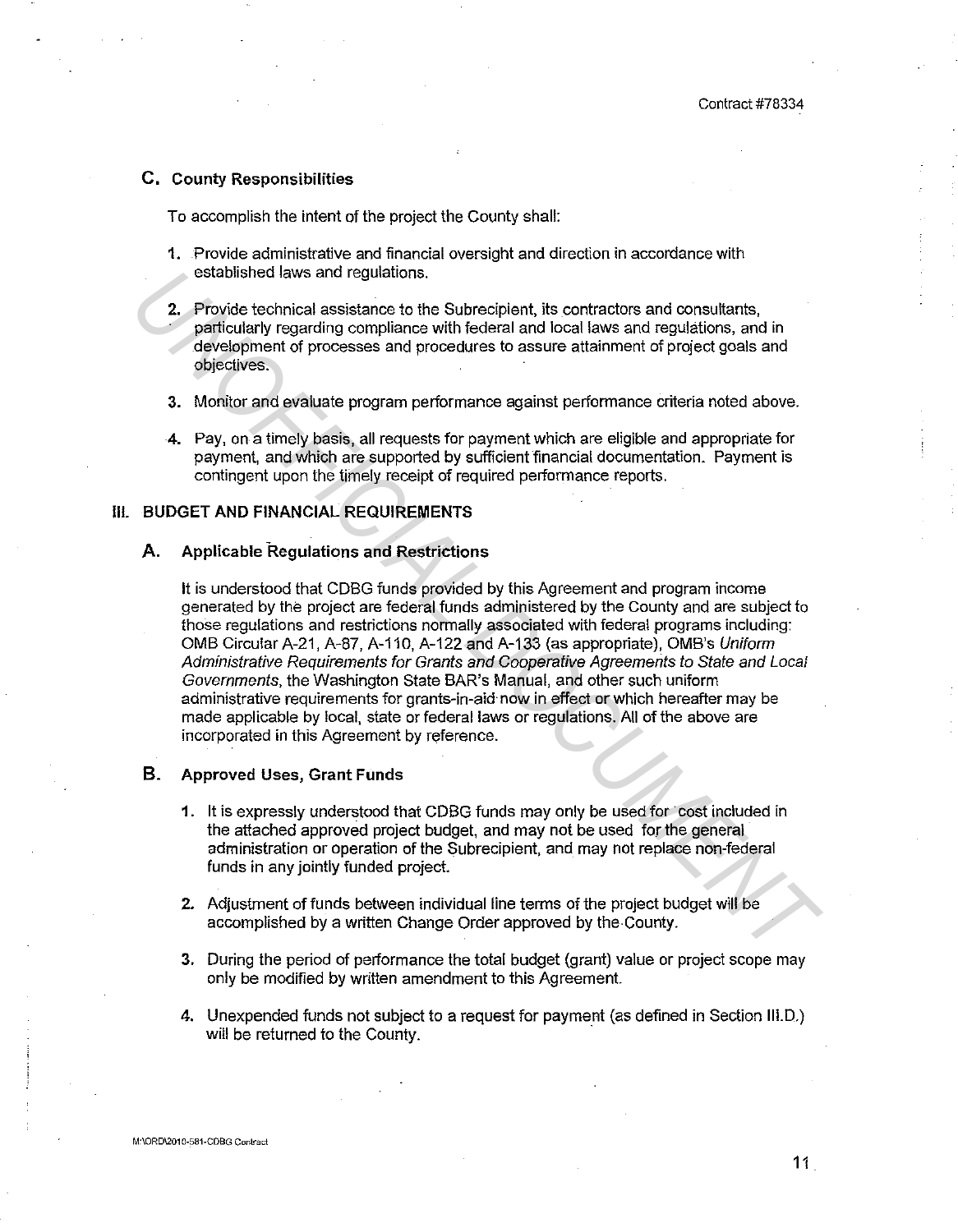### C. County Responsibilities

To accomplish the intent of the project the County shall:

1. Provide administrative and financial oversight and direction in accordance with established laws and regulations.

2. Provide technical assistance to the Subrecipient, its contractors and consultants, particularly regarding compliance with federal and local laws and regulations, and in development of processes and procedures to assure attainment of project goals and objectives.

3. Monitor and evaluate program performance against performance criteria noted above.

4. Pay, on a timely basis, all requests for payment which are eligible and appropriate for payment, and which are supported by sufficient financial documentation. Payment is contingent upon the timely receipt of required performance reports.

## III. BUDGET AND FINANCIAL REQUIREMENTS

### A. Applicable Regulations and Restrictions

It is understood that CDBG funds provided by this Agreement and program income generated by the project are federal funds administered by the County and are subject to those regulations and restrictions normally associated with federal programs including: OMB Circular A-21, A-87, A-110, A-122 and A-133 (as appropriate), OMB's *Uniform Administrative Requirements for Grants and Cooperative Agreements to State and Local Governments*, the Washington State BAR's Manual, and other such uniform administrative requirements for grants-in-aid now in effect or which hereafter may be made applicable by local, state or federal laws or regulations. All of the above are incorporated in this Agreement by reference.

### B. Approved Uses, Grant Funds

1. It is expressly understood that CDBG funds may only be used for cost included in the attached approved project budget, and may not be used for the general administration or operation of the Subrecipient, and may not replace non-federal funds in any jointly funded project.

2. Adjustment of funds between individual line terms of the project budget will be accomplished by a written Change Order approved by the County.

3. During the period of performance the total budget (grant) value or project scope may only be modified by written amendment to this Agreement.

4. Unexpended funds not subject to a request for payment (as defined in Section III.D.) will be returned to the County.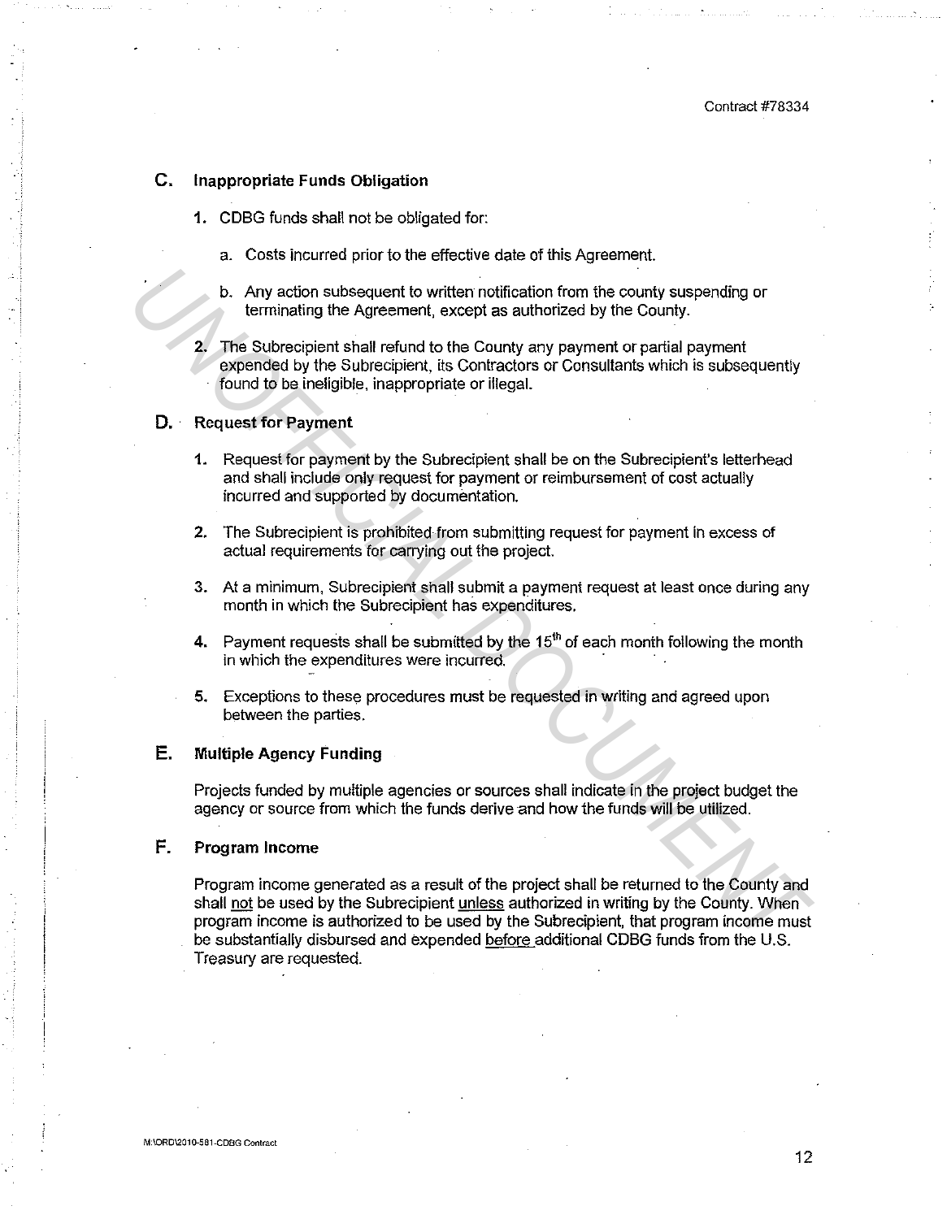## C. Inappropriate Funds Obligation

1. CDBG funds shall not be obligated for:

   a. Costs incurred prior to the effective date of this Agreement.

   b. Any action subsequent to written notification from the county suspending or terminating the Agreement, except as authorized by the County.

2. The Subrecipient shall refund to the County any payment or partial payment expended by the Subrecipient, its Contractors or Consultants which is subsequently found to be ineligible, inappropriate or illegal.

## D. Request for Payment

1. Request for payment by the Subrecipient shall be on the Subrecipient's letterhead and shall include only request for payment or reimbursement of cost actually incurred and supported by documentation.

2. The Subrecipient is prohibited from submitting request for payment in excess of actual requirements for carrying out the project.

3. At a minimum, Subrecipient shall submit a payment request at least once during any month in which the Subrecipient has expenditures.

4. Payment requests shall be submitted by the 15th of each month following the month in which the expenditures were incurred.

5. Exceptions to these procedures must be requested in writing and agreed upon between the parties.

## E. Multiple Agency Funding

Projects funded by multiple agencies or sources shall indicate in the project budget the agency or source from which the funds derive and how the funds will be utilized.

## F. Program Income

Program income generated as a result of the project shall be returned to the County and shall not be used by the Subrecipient unless authorized in writing by the County. When program income is authorized to be used by the Subrecipient, that program income must be substantially disbursed and expended before additional CDBG funds from the U.S. Treasury are requested.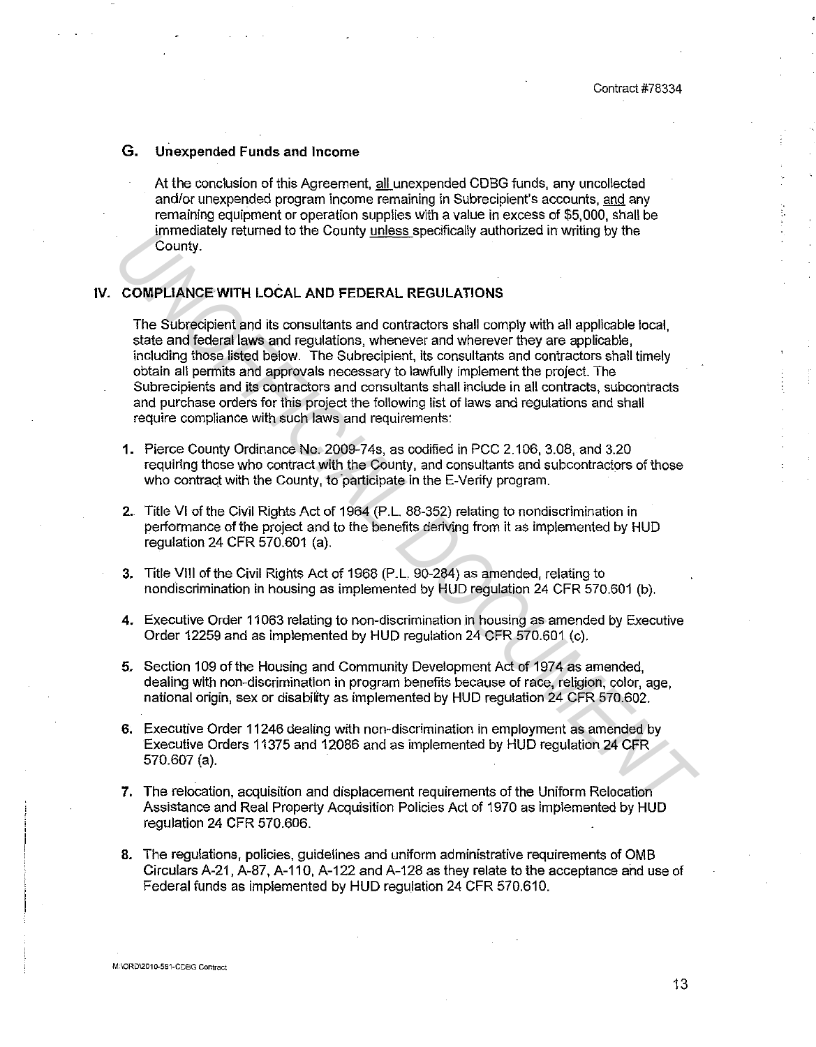### G. Unexpended Funds and Income

At the conclusion of this Agreement, all unexpended CDBG funds, any uncollected and/or unexpended program income remaining in Subrecipient's accounts, and any remaining equipment or operation supplies with a value in excess of $5,000, shall be immediately returned to the County unless specifically authorized in writing by the County.

## IV. COMPLIANCE WITH LOCAL AND FEDERAL REGULATIONS

The Subrecipient and its consultants and contractors shall comply with all applicable local, state and federal laws and regulations, whenever and wherever they are applicable, including those listed below. The Subrecipient, its consultants and contractors shall timely obtain all permits and approvals necessary to lawfully implement the project. The Subrecipients and its contractors and consultants shall include in all contracts, subcontracts and purchase orders for this project the following list of laws and regulations and shall require compliance with such laws and requirements:

1. Pierce County Ordinance No. 2009-74s, as codified in PCC 2.106, 3.08, and 3.20 requiring those who contract with the County, and consultants and subcontractors of those who contract with the County, to participate in the E-Verify program.
2. Title VI of the Civil Rights Act of 1964 (P.L. 88-352) relating to nondiscrimination in performance of the project and to the benefits deriving from it as implemented by HUD regulation 24 CFR 570.601 (a).
3. Title VIII of the Civil Rights Act of 1968 (P.L. 90-284) as amended, relating to nondiscrimination in housing as implemented by HUD regulation 24 CFR 570.601 (b).
4. Executive Order 11063 relating to non-discrimination in housing as amended by Executive Order 12259 and as implemented by HUD regulation 24 CFR 570.601 (c).
5. Section 109 of the Housing and Community Development Act of 1974 as amended, dealing with non-discrimination in program benefits because of race, religion, color, age, national origin, sex or disability as implemented by HUD regulation 24 CFR 570.602.
6. Executive Order 11246 dealing with non-discrimination in employment as amended by Executive Orders 11375 and 12086 and as implemented by HUD regulation 24 CFR 570.607 (a).
7. The relocation, acquisition and displacement requirements of the Uniform Relocation Assistance and Real Property Acquisition Policies Act of 1970 as implemented by HUD regulation 24 CFR 570.606.
8. The regulations, policies, guidelines and uniform administrative requirements of OMB Circulars A-21, A-87, A-110, A-122 and A-128 as they relate to the acceptance and use of Federal funds as implemented by HUD regulation 24 CFR 570.610.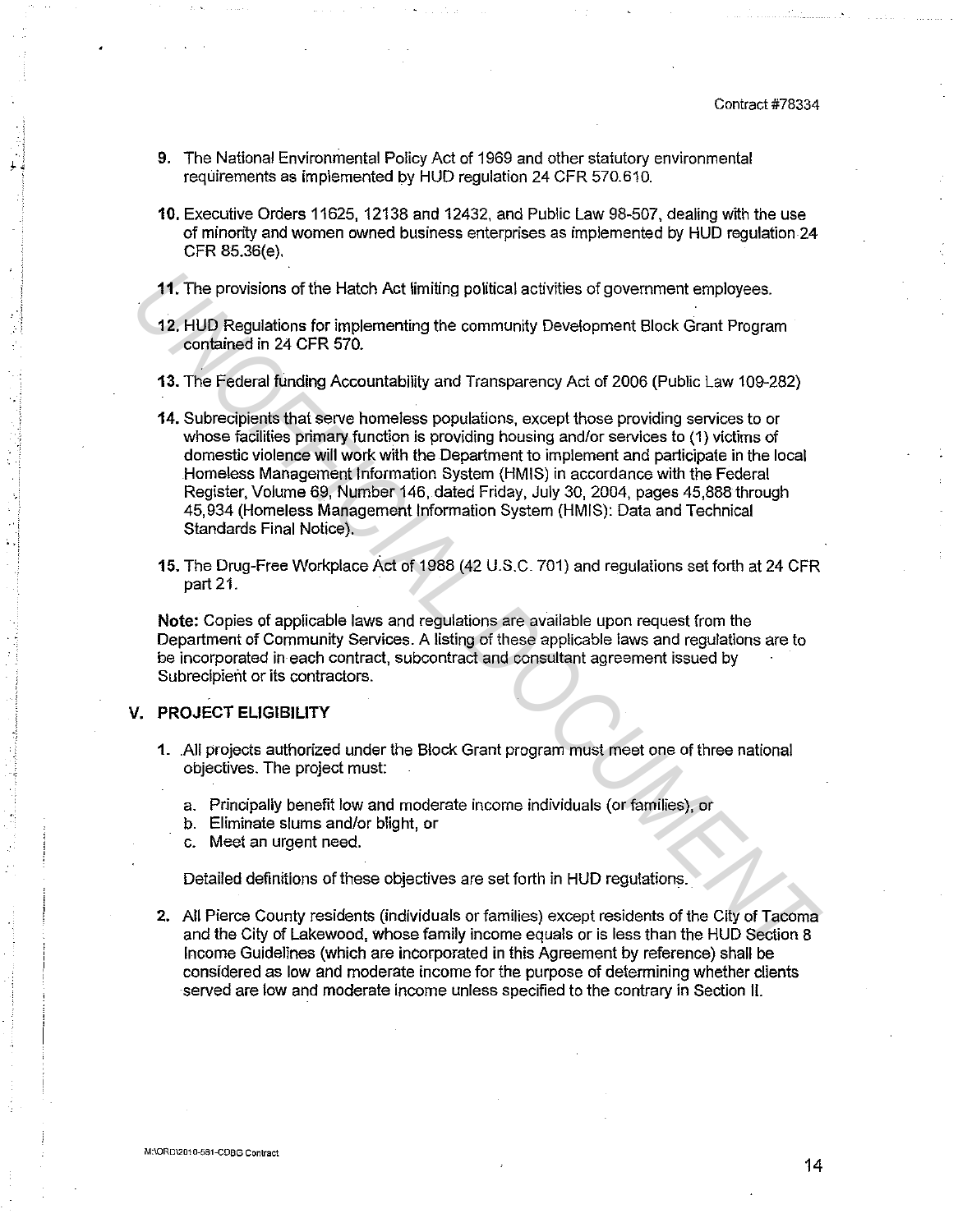9. The National Environmental Policy Act of 1969 and other statutory environmental requirements as implemented by HUD regulation 24 CFR 570.610.

10. Executive Orders 11625, 12138 and 12432, and Public Law 98-507, dealing with the use of minority and women owned business enterprises as implemented by HUD regulation 24 CFR 85.36(e).

11. The provisions of the Hatch Act limiting political activities of government employees.

12. HUD Regulations for implementing the community Development Block Grant Program contained in 24 CFR 570.

13. The Federal funding Accountability and Transparency Act of 2006 (Public Law 109-282)

14. Subrecipients that serve homeless populations, except those providing services to or whose facilities primary function is providing housing and/or services to (1) victims of domestic violence will work with the Department to implement and participate in the local Homeless Management Information System (HMIS) in accordance with the Federal Register, Volume 69, Number 146, dated Friday, July 30, 2004, pages 45,888 through 45,934 (Homeless Management Information System (HMIS): Data and Technical Standards Final Notice).

15. The Drug-Free Workplace Act of 1988 (42 U.S.C. 701) and regulations set forth at 24 CFR part 21.

**Note:** Copies of applicable laws and regulations are available upon request from the Department of Community Services. A listing of these applicable laws and regulations are to be incorporated in each contract, subcontract and consultant agreement issued by Subrecipient or its contractors.

## V. PROJECT ELIGIBILITY

1. All projects authorized under the Block Grant program must meet one of three national objectives. The project must:

   a. Principally benefit low and moderate income individuals (or families), or
   b. Eliminate slums and/or blight, or
   c. Meet an urgent need.

   Detailed definitions of these objectives are set forth in HUD regulations.

2. All Pierce County residents (individuals or families) except residents of the City of Tacoma and the City of Lakewood, whose family income equals or is less than the HUD Section 8 Income Guidelines (which are incorporated in this Agreement by reference) shall be considered as low and moderate income for the purpose of determining whether clients served are low and moderate income unless specified to the contrary in Section II.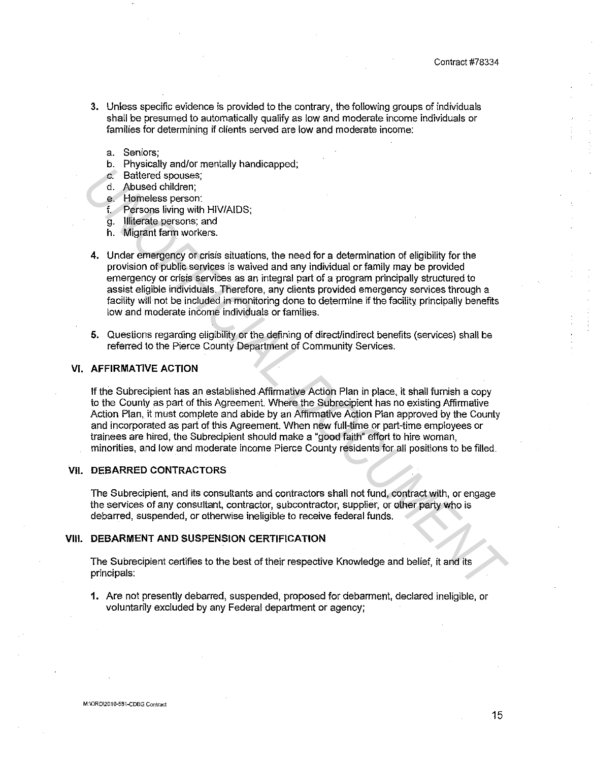3. Unless specific evidence is provided to the contrary, the following groups of individuals shall be presumed to automatically qualify as low and moderate income individuals or families for determining if clients served are low and moderate income:

   a. Seniors;
   b. Physically and/or mentally handicapped;
   c. Battered spouses;
   d. Abused children;
   e. Homeless person:
   f. Persons living with HIV/AIDS;
   g. Illiterate persons; and
   h. Migrant farm workers.

4. Under emergency or crisis situations, the need for a determination of eligibility for the provision of public services is waived and any individual or family may be provided emergency or crisis services as an integral part of a program principally structured to assist eligible individuals. Therefore, any clients provided emergency services through a facility will not be included in monitoring done to determine if the facility principally benefits low and moderate income individuals or families.

5. Questions regarding eligibility or the defining of direct/indirect benefits (services) shall be referred to the Pierce County Department of Community Services.

## VI. AFFIRMATIVE ACTION

If the Subrecipient has an established Affirmative Action Plan in place, it shall furnish a copy to the County as part of this Agreement. Where the Subrecipient has no existing Affirmative Action Plan, it must complete and abide by an Affirmative Action Plan approved by the County and incorporated as part of this Agreement. When new full-time or part-time employees or trainees are hired, the Subrecipient should make a "good faith" effort to hire woman, minorities, and low and moderate income Pierce County residents for all positions to be filled.

## VII. DEBARRED CONTRACTORS

The Subrecipient, and its consultants and contractors shall not fund, contract with, or engage the services of any consultant, contractor, subcontractor, supplier, or other party who is debarred, suspended, or otherwise ineligible to receive federal funds.

## VIII. DEBARMENT AND SUSPENSION CERTIFICATION

The Subrecipient certifies to the best of their respective Knowledge and belief, it and its principals:

1. Are not presently debarred, suspended, proposed for debarment, declared ineligible, or voluntarily excluded by any Federal department or agency;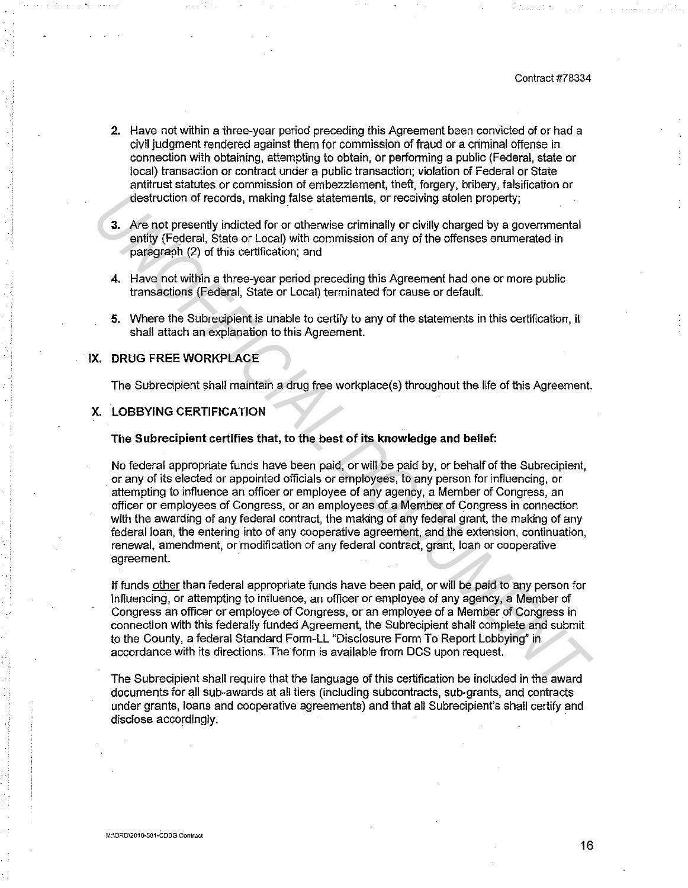2. Have not within a three-year period preceding this Agreement been convicted of or had a civil judgment rendered against them for commission of fraud or a criminal offense in connection with obtaining, attempting to obtain, or performing a public (Federal, state or local) transaction or contract under a public transaction; violation of Federal or State antitrust statutes or commission of embezzlement, theft, forgery, bribery, falsification or destruction of records, making false statements, or receiving stolen property;

3. Are not presently indicted for or otherwise criminally or civilly charged by a governmental entity (Federal, State or Local) with commission of any of the offenses enumerated in paragraph (2) of this certification; and

4. Have not within a three-year period preceding this Agreement had one or more public transactions (Federal, State or Local) terminated for cause or default.

5. Where the Subrecipient is unable to certify to any of the statements in this certification, it shall attach an explanation to this Agreement.

## IX. DRUG FREE WORKPLACE

The Subrecipient shall maintain a drug free workplace(s) throughout the life of this Agreement.

## X. LOBBYING CERTIFICATION

**The Subrecipient certifies that, to the best of its knowledge and belief:**

No federal appropriate funds have been paid, or will be paid by, or behalf of the Subrecipient, or any of its elected or appointed officials or employees, to any person for influencing, or attempting to influence an officer or employee of any agency, a Member of Congress, an officer or employees of Congress, or an employees of a Member of Congress in connection with the awarding of any federal contract, the making of any federal grant, the making of any federal loan, the entering into of any cooperative agreement, and the extension, continuation, renewal, amendment, or modification of any federal contract, grant, loan or cooperative agreement.

If funds other than federal appropriate funds have been paid, or will be paid to any person for influencing, or attempting to influence, an officer or employee of any agency, a Member of Congress an officer or employee of Congress, or an employee of a Member of Congress in connection with this federally funded Agreement, the Subrecipient shall complete and submit to the County, a federal Standard Form-LL "Disclosure Form To Report Lobbying" in accordance with its directions. The form is available from DCS upon request.

The Subrecipient shall require that the language of this certification be included in the award documents for all sub-awards at all tiers (including subcontracts, sub-grants, and contracts under grants, loans and cooperative agreements) and that all Subrecipient's shall certify and disclose accordingly.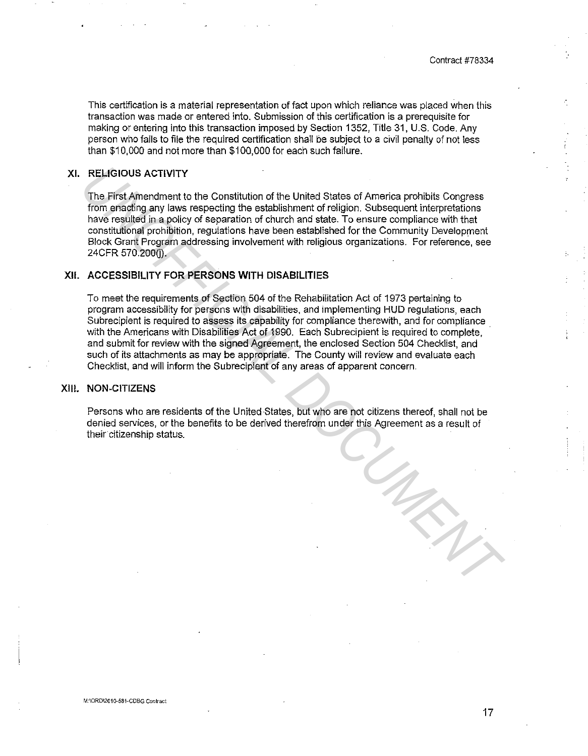This certification is a material representation of fact upon which reliance was placed when this transaction was made or entered into. Submission of this certification is a prerequisite for making or entering into this transaction imposed by Section 1352, Title 31, U.S. Code. Any person who fails to file the required certification shall be subject to a civil penalty of not less than $10,000 and not more than $100,000 for each such failure.

## XI. RELIGIOUS ACTIVITY

The First Amendment to the Constitution of the United States of America prohibits Congress from enacting any laws respecting the establishment of religion. Subsequent interpretations have resulted in a policy of separation of church and state. To ensure compliance with that constitutional prohibition, regulations have been established for the Community Development Block Grant Program addressing involvement with religious organizations. For reference, see 24CFR 570.200(j).

## XII. ACCESSIBILITY FOR PERSONS WITH DISABILITIES

To meet the requirements of Section 504 of the Rehabilitation Act of 1973 pertaining to program accessibility for persons with disabilities, and implementing HUD regulations, each Subrecipient is required to assess its capability for compliance therewith, and for compliance with the Americans with Disabilities Act of 1990. Each Subrecipient is required to complete, and submit for review with the signed Agreement, the enclosed Section 504 Checklist, and such of its attachments as may be appropriate. The County will review and evaluate each Checklist, and will inform the Subrecipient of any areas of apparent concern.

## XIII. NON-CITIZENS

Persons who are residents of the United States, but who are not citizens thereof, shall not be denied services, or the benefits to be derived therefrom under this Agreement as a result of their citizenship status.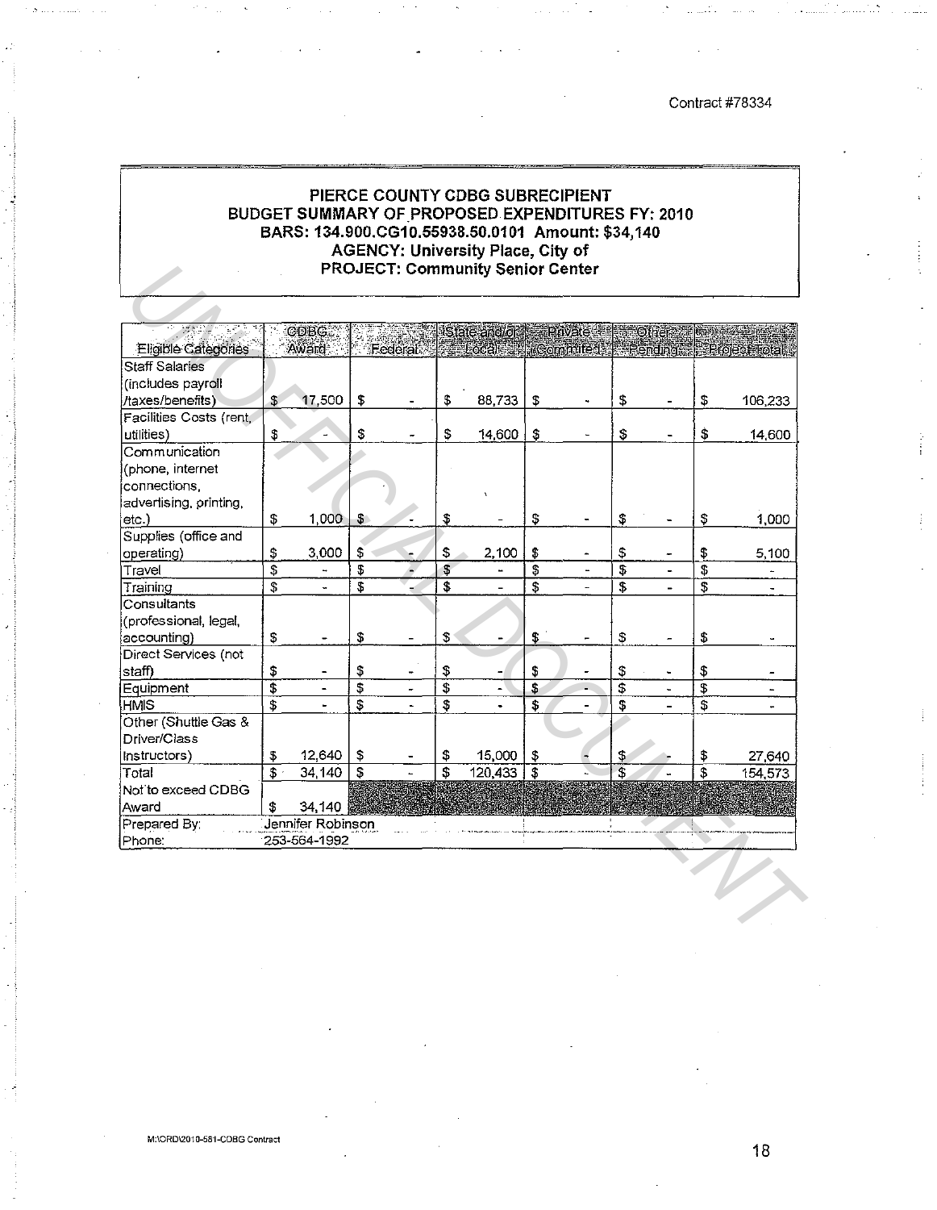Contract #78334

**PIERCE COUNTY CDBG SUBRECIPIENT**
**BUDGET SUMMARY OF PROPOSED EXPENDITURES FY: 2010**
**BARS: 134.900.CG10.55938.50.0101 Amount: $34,140**
**AGENCY: University Place, City of**
**PROJECT: Community Senior Center**

| Eligible Categories | CDBG Award | Federal | State and/or Local | Private (Committed) | Other Pending | Project Total |
|---|---|---|---|---|---|---|
| Staff Salaries (includes payroll /taxes/benefits) | $ 17,500 | $ - | $ 88,733 | $ - | $ - | $ 106,233 |
| Facilities Costs (rent, utilities) | $ - | $ - | $ 14,600 | $ - | $ - | $ 14,600 |
| Communication (phone, internet connections, advertising, printing, etc.) | $ 1,000 | $ - | $ - | $ - | $ - | $ 1,000 |
| Supplies (office and operating) | $ 3,000 | $ - | $ 2,100 | $ - | $ - | $ 5,100 |
| Travel | $ - | $ - | $ - | $ - | $ - | $ - |
| Training | $ - | $ - | $ - | $ - | $ - | $ - |
| Consultants (professional, legal, accounting) | $ - | $ - | $ - | $ - | $ - | $ - |
| Direct Services (not staff) | $ - | $ - | $ - | $ - | $ - | $ - |
| Equipment | $ - | $ - | $ - | $ - | $ - | $ - |
| HMIS | $ - | $ - | $ - | $ - | $ - | $ - |
| Other (Shuttle Gas & Driver/Class Instructors) | $ 12,640 | $ - | $ 15,000 | $ - | $ - | $ 27,640 |
| Total | $ 34,140 | $ - | $ 120,433 | $ - | $ - | $ 154,573 |
| Not to exceed CDBG Award | $ 34,140 | | | | | |
| Prepared By: | Jennifer Robinson | | | | | |
| Phone: | 253-564-1992 | | | | | |

M:\ORD\2010-581-CDBG Contract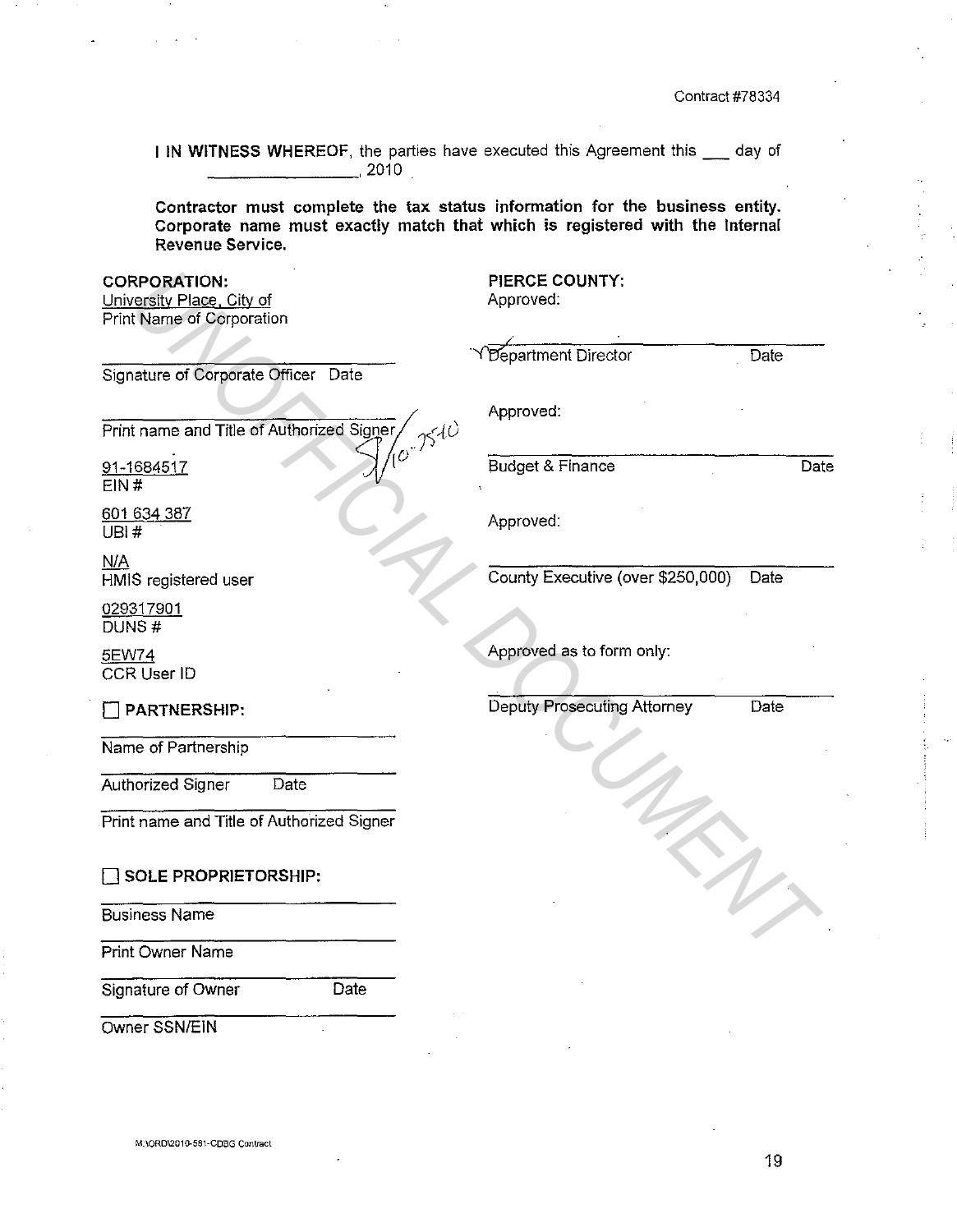Contract #78334

**I IN WITNESS WHEREOF**, the parties have executed this Agreement this ___ day of _______________, 2010.

**Contractor must complete the tax status information for the business entity. Corporate name must exactly match that which is registered with the Internal Revenue Service.**

**CORPORATION:**
University Place, City of
Print Name of Corporation

_______________________
Signature of Corporate Officer Date

_______________________
Print name and Title of Authorized Signer

91-1684517
EIN #

601 634 387
UBI #

N/A
HMIS registered user

029317901
DUNS #

5EW74
CCR User ID

☐ **PARTNERSHIP:**

_______________________
Name of Partnership

_______________________
Authorized Signer Date

_______________________
Print name and Title of Authorized Signer

☐ **SOLE PROPRIETORSHIP:**

_______________________
Business Name

_______________________
Print Owner Name

_______________________
Signature of Owner Date

_______________________
Owner SSN/EIN

**PIERCE COUNTY:**
Approved:

_______________________
Department Director Date

Approved:

_______________________
Budget & Finance Date

Approved:

_______________________
County Executive (over $250,000) Date

Approved as to form only:

_______________________
Deputy Prosecuting Attorney Date

M:\ORD\2010-581-CDBG Contract